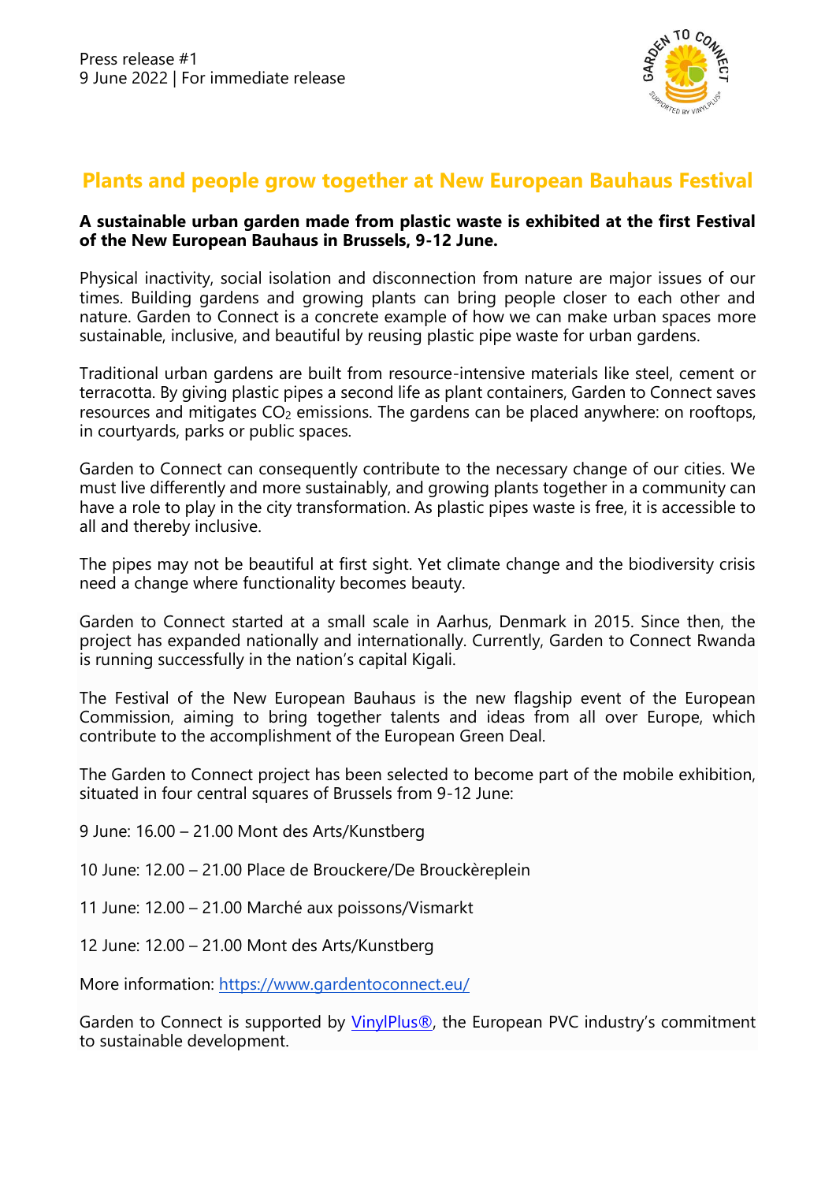Press release #1
9 June 2022 | For immediate release

# Plants and people grow together at New European Bauhaus Festival

**A sustainable urban garden made from plastic waste is exhibited at the first Festival of the New European Bauhaus in Brussels, 9-12 June.**

Physical inactivity, social isolation and disconnection from nature are major issues of our times. Building gardens and growing plants can bring people closer to each other and nature. Garden to Connect is a concrete example of how we can make urban spaces more sustainable, inclusive, and beautiful by reusing plastic pipe waste for urban gardens.

Traditional urban gardens are built from resource-intensive materials like steel, cement or terracotta. By giving plastic pipes a second life as plant containers, Garden to Connect saves resources and mitigates $CO_2$ emissions. The gardens can be placed anywhere: on rooftops, in courtyards, parks or public spaces.

Garden to Connect can consequently contribute to the necessary change of our cities. We must live differently and more sustainably, and growing plants together in a community can have a role to play in the city transformation. As plastic pipes waste is free, it is accessible to all and thereby inclusive.

The pipes may not be beautiful at first sight. Yet climate change and the biodiversity crisis need a change where functionality becomes beauty.

Garden to Connect started at a small scale in Aarhus, Denmark in 2015. Since then, the project has expanded nationally and internationally. Currently, Garden to Connect Rwanda is running successfully in the nation's capital Kigali.

The Festival of the New European Bauhaus is the new flagship event of the European Commission, aiming to bring together talents and ideas from all over Europe, which contribute to the accomplishment of the European Green Deal.

The Garden to Connect project has been selected to become part of the mobile exhibition, situated in four central squares of Brussels from 9-12 June:

9 June: 16.00 – 21.00 Mont des Arts/Kunstberg

10 June: 12.00 – 21.00 Place de Brouckere/De Brouckèreplein

11 June: 12.00 – 21.00 Marché aux poissons/Vismarkt

12 June: 12.00 – 21.00 Mont des Arts/Kunstberg

More information: [https://www.gardentoconnect.eu/](https://www.gardentoconnect.eu/)

Garden to Connect is supported by VinylPlus®, the European PVC industry's commitment to sustainable development.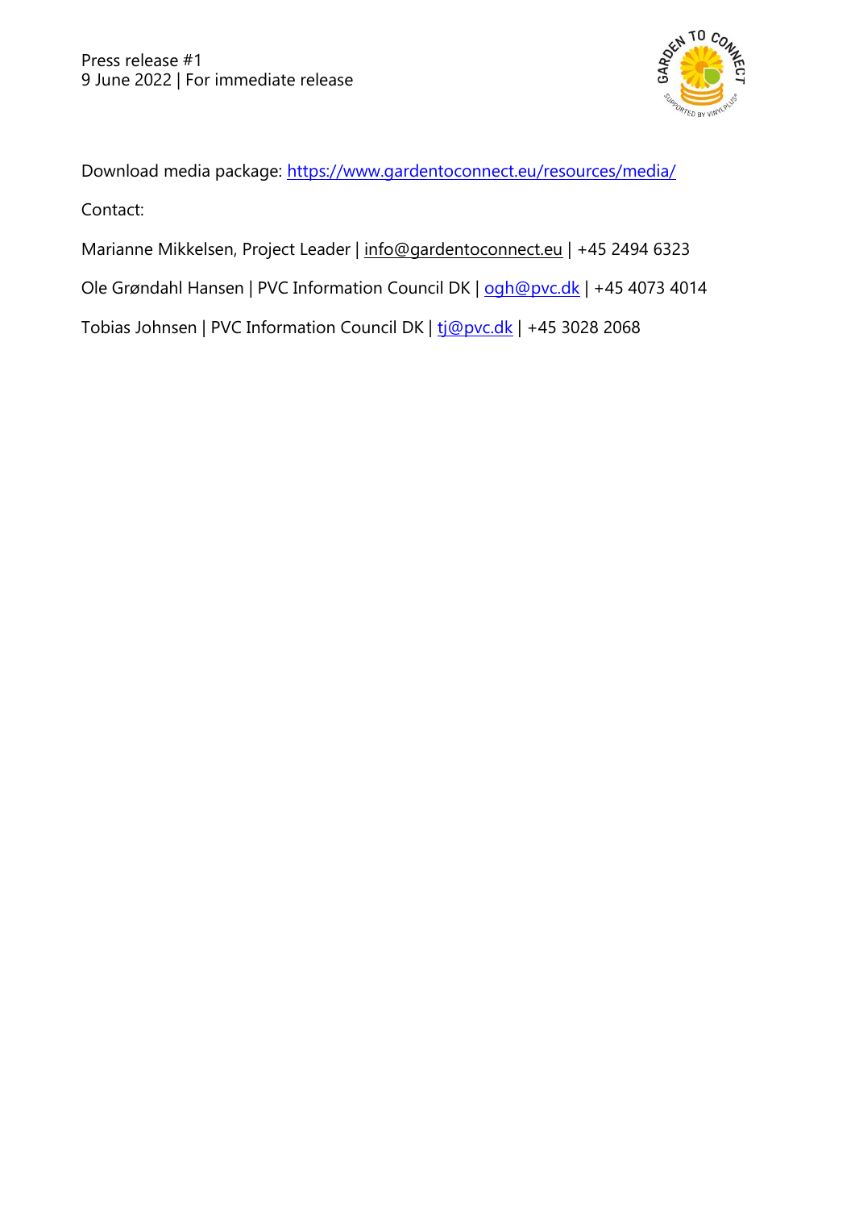Press release #1
9 June 2022 | For immediate release

Download media package: https://www.gardentoconnect.eu/resources/media/

Contact:

Marianne Mikkelsen, Project Leader | info@gardentoconnect.eu | +45 2494 6323

Ole Grøndahl Hansen | PVC Information Council DK | ogh@pvc.dk | +45 4073 4014

Tobias Johnsen | PVC Information Council DK | tj@pvc.dk | +45 3028 2068